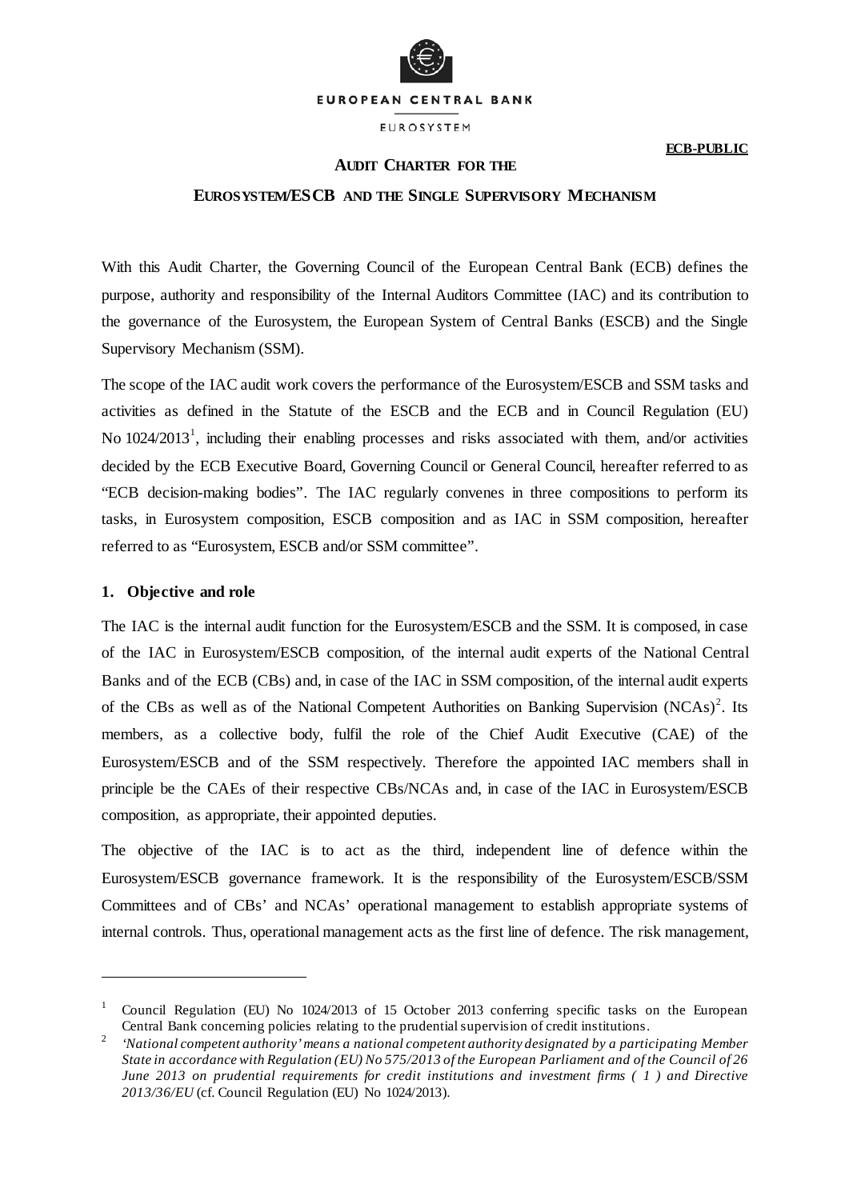EUROPEAN CENTRAL BANK

EUROSYSTEM

**ECB-PUBLIC**

# AUDIT CHARTER FOR THE EUROSYSTEM/ESCB AND THE SINGLE SUPERVISORY MECHANISM

With this Audit Charter, the Governing Council of the European Central Bank (ECB) defines the purpose, authority and responsibility of the Internal Auditors Committee (IAC) and its contribution to the governance of the Eurosystem, the European System of Central Banks (ESCB) and the Single Supervisory Mechanism (SSM).

The scope of the IAC audit work covers the performance of the Eurosystem/ESCB and SSM tasks and activities as defined in the Statute of the ESCB and the ECB and in Council Regulation (EU) No 1024/2013[1], including their enabling processes and risks associated with them, and/or activities decided by the ECB Executive Board, Governing Council or General Council, hereafter referred to as "ECB decision-making bodies". The IAC regularly convenes in three compositions to perform its tasks, in Eurosystem composition, ESCB composition and as IAC in SSM composition, hereafter referred to as "Eurosystem, ESCB and/or SSM committee".

## 1. Objective and role

The IAC is the internal audit function for the Eurosystem/ESCB and the SSM. It is composed, in case of the IAC in Eurosystem/ESCB composition, of the internal audit experts of the National Central Banks and of the ECB (CBs) and, in case of the IAC in SSM composition, of the internal audit experts of the CBs as well as of the National Competent Authorities on Banking Supervision (NCAs)[2]. Its members, as a collective body, fulfil the role of the Chief Audit Executive (CAE) of the Eurosystem/ESCB and of the SSM respectively. Therefore the appointed IAC members shall in principle be the CAEs of their respective CBs/NCAs and, in case of the IAC in Eurosystem/ESCB composition, as appropriate, their appointed deputies.

The objective of the IAC is to act as the third, independent line of defence within the Eurosystem/ESCB governance framework. It is the responsibility of the Eurosystem/ESCB/SSM Committees and of CBs' and NCAs' operational management to establish appropriate systems of internal controls. Thus, operational management acts as the first line of defence. The risk management,

---

[1] Council Regulation (EU) No 1024/2013 of 15 October 2013 conferring specific tasks on the European Central Bank concerning policies relating to the prudential supervision of credit institutions.

[2] *'National competent authority' means a national competent authority designated by a participating Member State in accordance with Regulation (EU) No 575/2013 of the European Parliament and of the Council of 26 June 2013 on prudential requirements for credit institutions and investment firms ( 1 ) and Directive 2013/36/EU* (cf. Council Regulation (EU) No 1024/2013).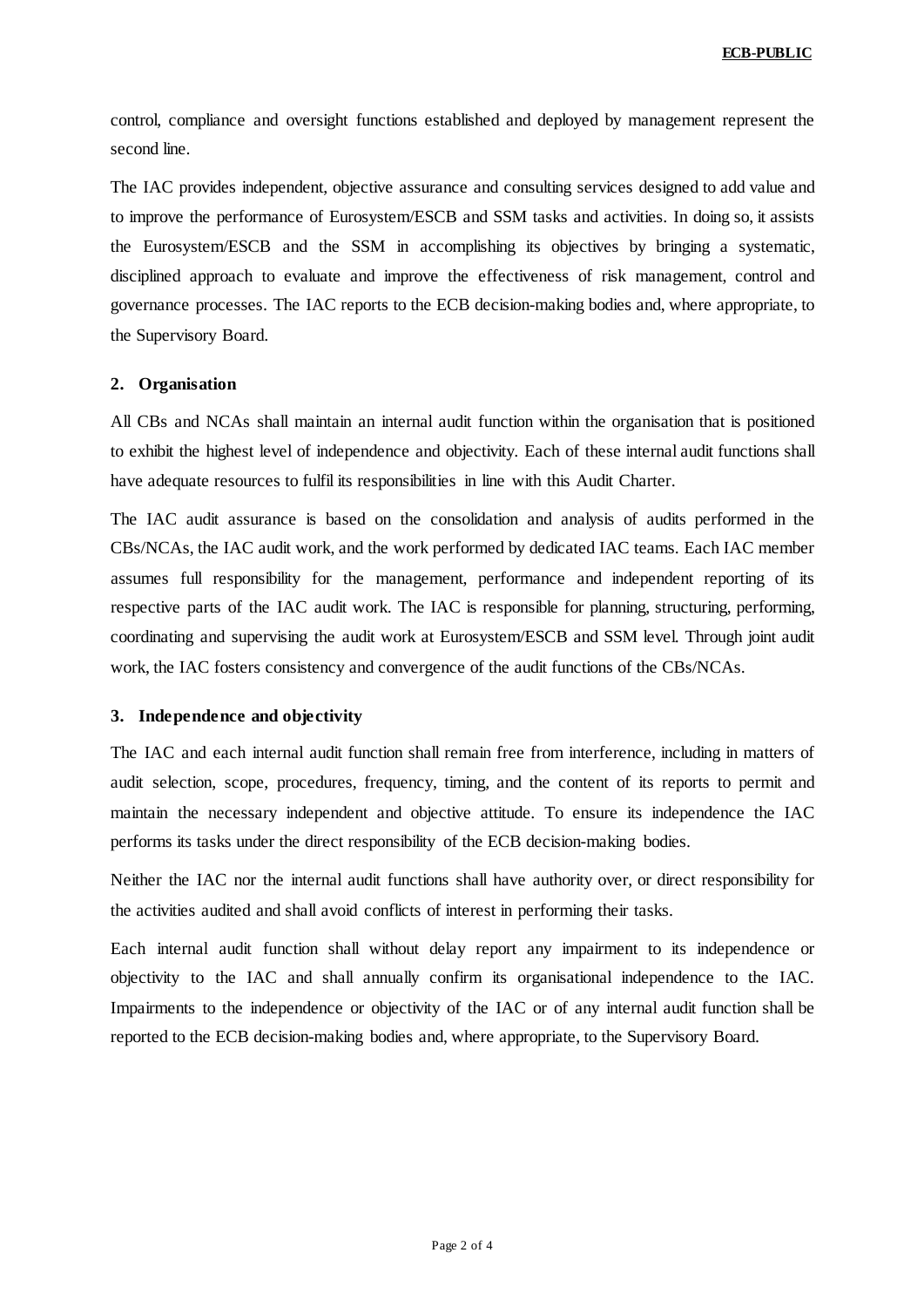control, compliance and oversight functions established and deployed by management represent the second line.

The IAC provides independent, objective assurance and consulting services designed to add value and to improve the performance of Eurosystem/ESCB and SSM tasks and activities. In doing so, it assists the Eurosystem/ESCB and the SSM in accomplishing its objectives by bringing a systematic, disciplined approach to evaluate and improve the effectiveness of risk management, control and governance processes. The IAC reports to the ECB decision-making bodies and, where appropriate, to the Supervisory Board.

## 2. Organisation

All CBs and NCAs shall maintain an internal audit function within the organisation that is positioned to exhibit the highest level of independence and objectivity. Each of these internal audit functions shall have adequate resources to fulfil its responsibilities in line with this Audit Charter.

The IAC audit assurance is based on the consolidation and analysis of audits performed in the CBs/NCAs, the IAC audit work, and the work performed by dedicated IAC teams. Each IAC member assumes full responsibility for the management, performance and independent reporting of its respective parts of the IAC audit work. The IAC is responsible for planning, structuring, performing, coordinating and supervising the audit work at Eurosystem/ESCB and SSM level. Through joint audit work, the IAC fosters consistency and convergence of the audit functions of the CBs/NCAs.

## 3. Independence and objectivity

The IAC and each internal audit function shall remain free from interference, including in matters of audit selection, scope, procedures, frequency, timing, and the content of its reports to permit and maintain the necessary independent and objective attitude. To ensure its independence the IAC performs its tasks under the direct responsibility of the ECB decision-making bodies.

Neither the IAC nor the internal audit functions shall have authority over, or direct responsibility for the activities audited and shall avoid conflicts of interest in performing their tasks.

Each internal audit function shall without delay report any impairment to its independence or objectivity to the IAC and shall annually confirm its organisational independence to the IAC. Impairments to the independence or objectivity of the IAC or of any internal audit function shall be reported to the ECB decision-making bodies and, where appropriate, to the Supervisory Board.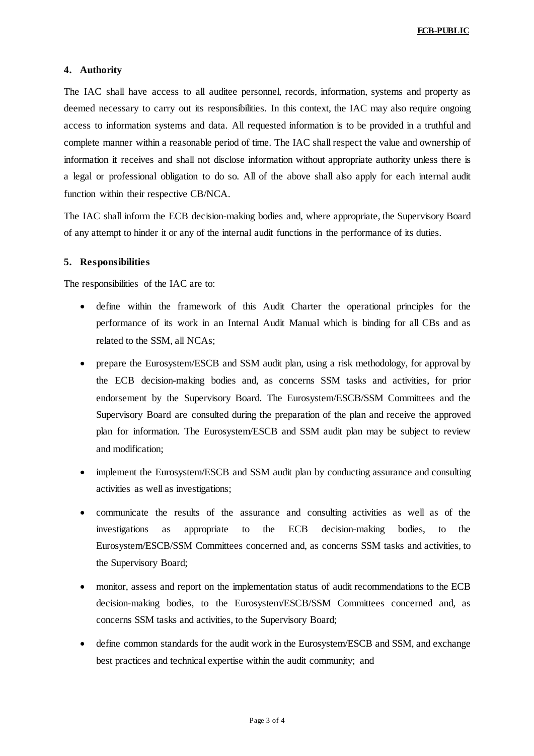## 4. Authority

The IAC shall have access to all auditee personnel, records, information, systems and property as deemed necessary to carry out its responsibilities. In this context, the IAC may also require ongoing access to information systems and data. All requested information is to be provided in a truthful and complete manner within a reasonable period of time. The IAC shall respect the value and ownership of information it receives and shall not disclose information without appropriate authority unless there is a legal or professional obligation to do so. All of the above shall also apply for each internal audit function within their respective CB/NCA.

The IAC shall inform the ECB decision-making bodies and, where appropriate, the Supervisory Board of any attempt to hinder it or any of the internal audit functions in the performance of its duties.

## 5. Responsibilities

The responsibilities of the IAC are to:

- define within the framework of this Audit Charter the operational principles for the performance of its work in an Internal Audit Manual which is binding for all CBs and as related to the SSM, all NCAs;
- prepare the Eurosystem/ESCB and SSM audit plan, using a risk methodology, for approval by the ECB decision-making bodies and, as concerns SSM tasks and activities, for prior endorsement by the Supervisory Board. The Eurosystem/ESCB/SSM Committees and the Supervisory Board are consulted during the preparation of the plan and receive the approved plan for information. The Eurosystem/ESCB and SSM audit plan may be subject to review and modification;
- implement the Eurosystem/ESCB and SSM audit plan by conducting assurance and consulting activities as well as investigations;
- communicate the results of the assurance and consulting activities as well as of the investigations as appropriate to the ECB decision-making bodies, to the Eurosystem/ESCB/SSM Committees concerned and, as concerns SSM tasks and activities, to the Supervisory Board;
- monitor, assess and report on the implementation status of audit recommendations to the ECB decision-making bodies, to the Eurosystem/ESCB/SSM Committees concerned and, as concerns SSM tasks and activities, to the Supervisory Board;
- define common standards for the audit work in the Eurosystem/ESCB and SSM, and exchange best practices and technical expertise within the audit community; and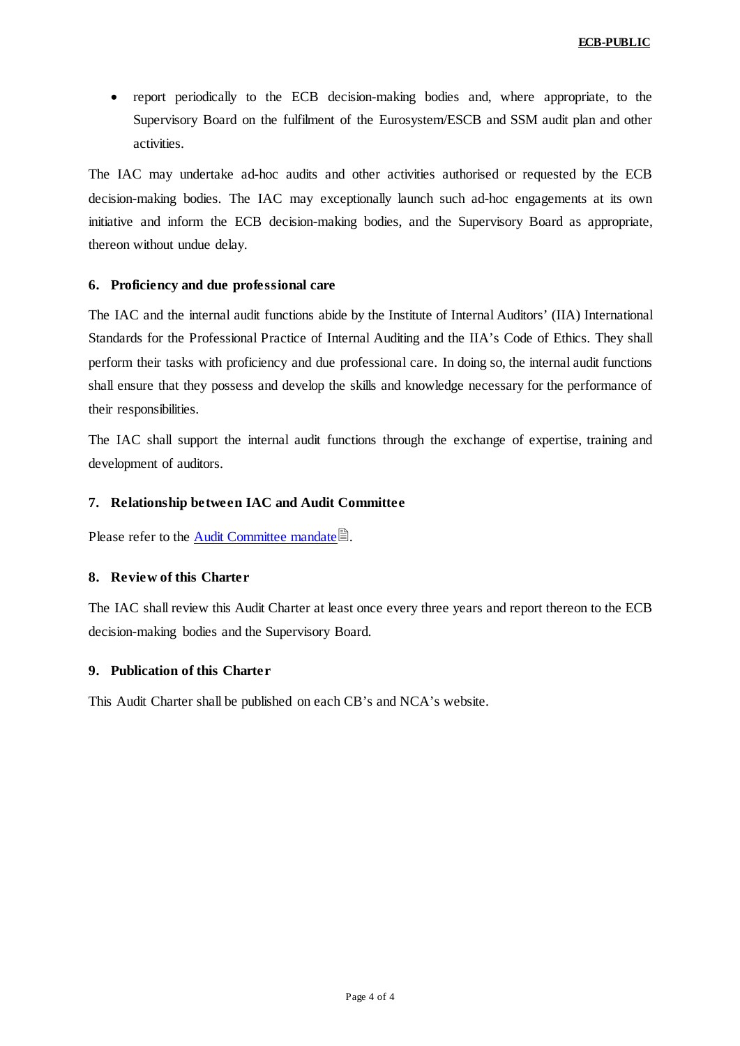- report periodically to the ECB decision-making bodies and, where appropriate, to the Supervisory Board on the fulfilment of the Eurosystem/ESCB and SSM audit plan and other activities.

The IAC may undertake ad-hoc audits and other activities authorised or requested by the ECB decision-making bodies. The IAC may exceptionally launch such ad-hoc engagements at its own initiative and inform the ECB decision-making bodies, and the Supervisory Board as appropriate, thereon without undue delay.

### 6. Proficiency and due professional care

The IAC and the internal audit functions abide by the Institute of Internal Auditors' (IIA) International Standards for the Professional Practice of Internal Auditing and the IIA's Code of Ethics. They shall perform their tasks with proficiency and due professional care. In doing so, the internal audit functions shall ensure that they possess and develop the skills and knowledge necessary for the performance of their responsibilities.

The IAC shall support the internal audit functions through the exchange of expertise, training and development of auditors.

### 7. Relationship between IAC and Audit Committee

Please refer to the Audit Committee mandate.

### 8. Review of this Charter

The IAC shall review this Audit Charter at least once every three years and report thereon to the ECB decision-making bodies and the Supervisory Board.

### 9. Publication of this Charter

This Audit Charter shall be published on each CB's and NCA's website.